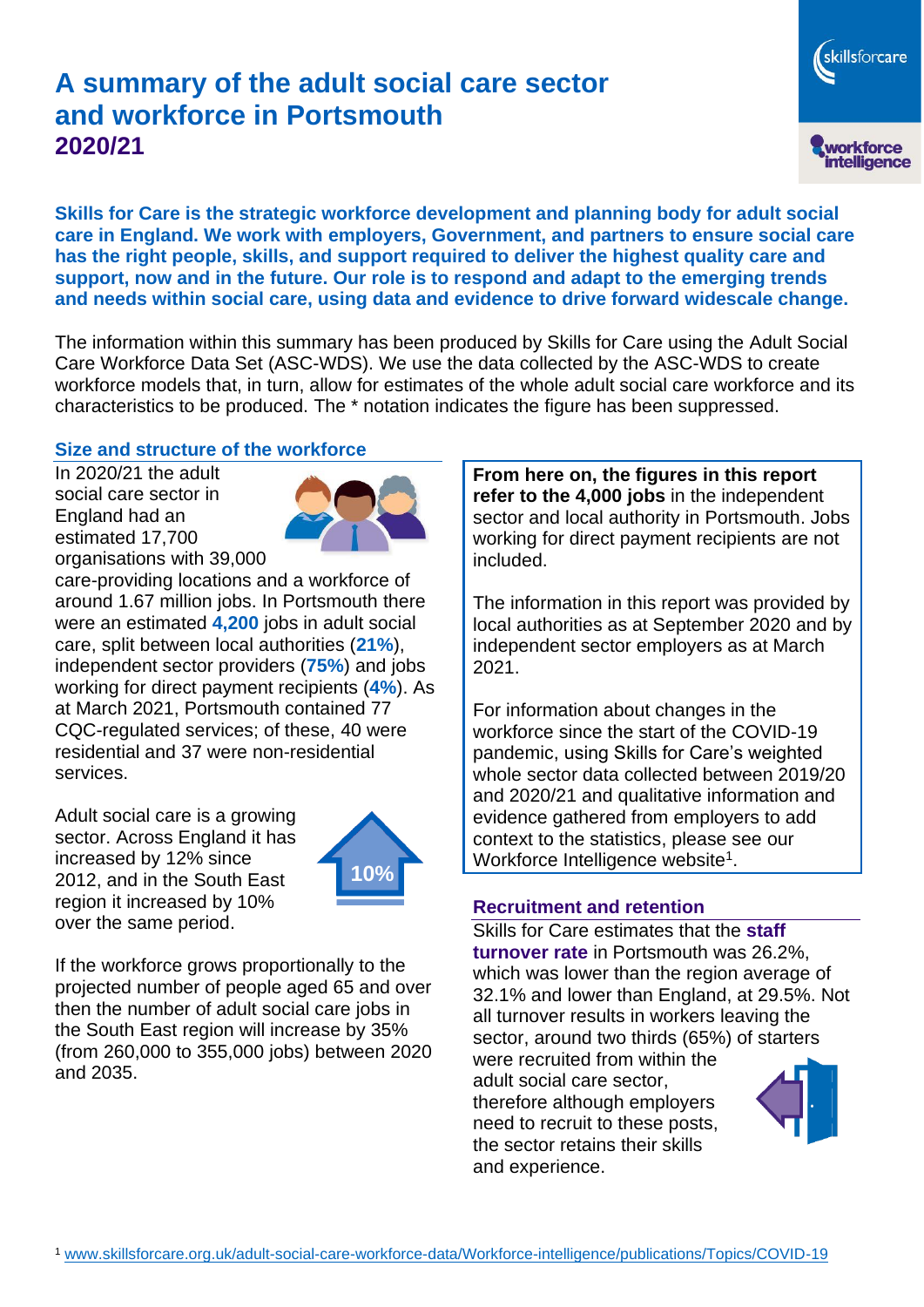# A summary of the adult social care sector and workforce in Portsmouth
## 2020/21

**Skills for Care is the strategic workforce development and planning body for adult social care in England. We work with employers, Government, and partners to ensure social care has the right people, skills, and support required to deliver the highest quality care and support, now and in the future. Our role is to respond and adapt to the emerging trends and needs within social care, using data and evidence to drive forward widescale change.**

The information within this summary has been produced by Skills for Care using the Adult Social Care Workforce Data Set (ASC-WDS). We use the data collected by the ASC-WDS to create workforce models that, in turn, allow for estimates of the whole adult social care workforce and its characteristics to be produced. The * notation indicates the figure has been suppressed.

### Size and structure of the workforce

In 2020/21 the adult social care sector in England had an estimated 17,700 organisations with 39,000 care-providing locations and a workforce of around 1.67 million jobs. In Portsmouth there were an estimated **4,200** jobs in adult social care, split between local authorities (**21%**), independent sector providers (**75%**) and jobs working for direct payment recipients (**4%**). As at March 2021, Portsmouth contained 77 CQC-regulated services; of these, 40 were residential and 37 were non-residential services.

Adult social care is a growing sector. Across England it has increased by 12% since 2012, and in the South East region it increased by 10% over the same period.

10%

If the workforce grows proportionally to the projected number of people aged 65 and over then the number of adult social care jobs in the South East region will increase by 35% (from 260,000 to 355,000 jobs) between 2020 and 2035.

**From here on, the figures in this report refer to the 4,000 jobs** in the independent sector and local authority in Portsmouth. Jobs working for direct payment recipients are not included.

The information in this report was provided by local authorities as at September 2020 and by independent sector employers as at March 2021.

For information about changes in the workforce since the start of the COVID-19 pandemic, using Skills for Care's weighted whole sector data collected between 2019/20 and 2020/21 and qualitative information and evidence gathered from employers to add context to the statistics, please see our Workforce Intelligence website[1].

### Recruitment and retention

Skills for Care estimates that the **staff turnover rate** in Portsmouth was 26.2%, which was lower than the region average of 32.1% and lower than England, at 29.5%. Not all turnover results in workers leaving the sector, around two thirds (65%) of starters were recruited from within the adult social care sector, therefore although employers need to recruit to these posts, the sector retains their skills and experience.

[1] www.skillsforcare.org.uk/adult-social-care-workforce-data/Workforce-intelligence/publications/Topics/COVID-19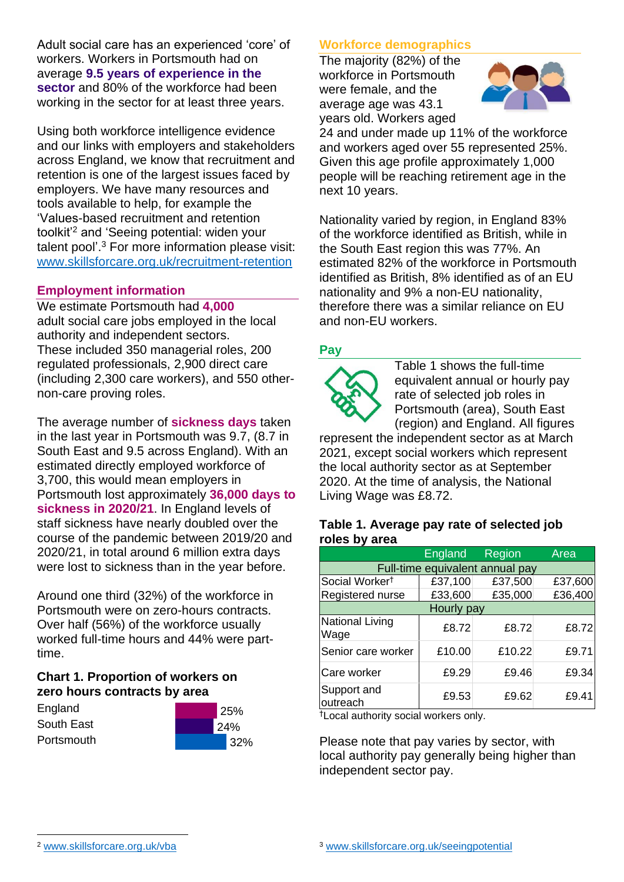Adult social care has an experienced 'core' of workers. Workers in Portsmouth had on average **9.5 years of experience in the sector** and 80% of the workforce had been working in the sector for at least three years.

Using both workforce intelligence evidence and our links with employers and stakeholders across England, we know that recruitment and retention is one of the largest issues faced by employers. We have many resources and tools available to help, for example the 'Values-based recruitment and retention toolkit'[2] and 'Seeing potential: widen your talent pool'.[3] For more information please visit: www.skillsforcare.org.uk/recruitment-retention

## Employment information

We estimate Portsmouth had **4,000** adult social care jobs employed in the local authority and independent sectors. These included 350 managerial roles, 200 regulated professionals, 2,900 direct care (including 2,300 care workers), and 550 other-non-care proving roles.

The average number of **sickness days** taken in the last year in Portsmouth was 9.7, (8.7 in South East and 9.5 across England). With an estimated directly employed workforce of 3,700, this would mean employers in Portsmouth lost approximately **36,000 days to sickness in 2020/21**. In England levels of staff sickness have nearly doubled over the course of the pandemic between 2019/20 and 2020/21, in total around 6 million extra days were lost to sickness than in the year before.

Around one third (32%) of the workforce in Portsmouth were on zero-hours contracts. Over half (56%) of the workforce usually worked full-time hours and 44% were part-time.

### Chart 1. Proportion of workers on zero hours contracts by area

| Area | Proportion |
|---|---|
| England | 25% |
| South East | 24% |
| Portsmouth | 32% |

## Workforce demographics

The majority (82%) of the workforce in Portsmouth were female, and the average age was 43.1 years old. Workers aged 24 and under made up 11% of the workforce and workers aged over 55 represented 25%. Given this age profile approximately 1,000 people will be reaching retirement age in the next 10 years.

Nationality varied by region, in England 83% of the workforce identified as British, while in the South East region this was 77%. An estimated 82% of the workforce in Portsmouth identified as British, 8% identified as of an EU nationality and 9% a non-EU nationality, therefore there was a similar reliance on EU and non-EU workers.

## Pay

Table 1 shows the full-time equivalent annual or hourly pay rate of selected job roles in Portsmouth (area), South East (region) and England. All figures represent the independent sector as at March 2021, except social workers which represent the local authority sector as at September 2020. At the time of analysis, the National Living Wage was £8.72.

### Table 1. Average pay rate of selected job roles by area

| | England | Region | Area |
|---|---|---|---|
| **Full-time equivalent annual pay** | | | |
| Social Worker† | £37,100 | £37,500 | £37,600 |
| Registered nurse | £33,600 | £35,000 | £36,400 |
| **Hourly pay** | | | |
| National Living Wage | £8.72 | £8.72 | £8.72 |
| Senior care worker | £10.00 | £10.22 | £9.71 |
| Care worker | £9.29 | £9.46 | £9.34 |
| Support and outreach | £9.53 | £9.62 | £9.41 |

†Local authority social workers only.

Please note that pay varies by sector, with local authority pay generally being higher than independent sector pay.

[2] www.skillsforcare.org.uk/vba

[3] www.skillsforcare.org.uk/seeingpotential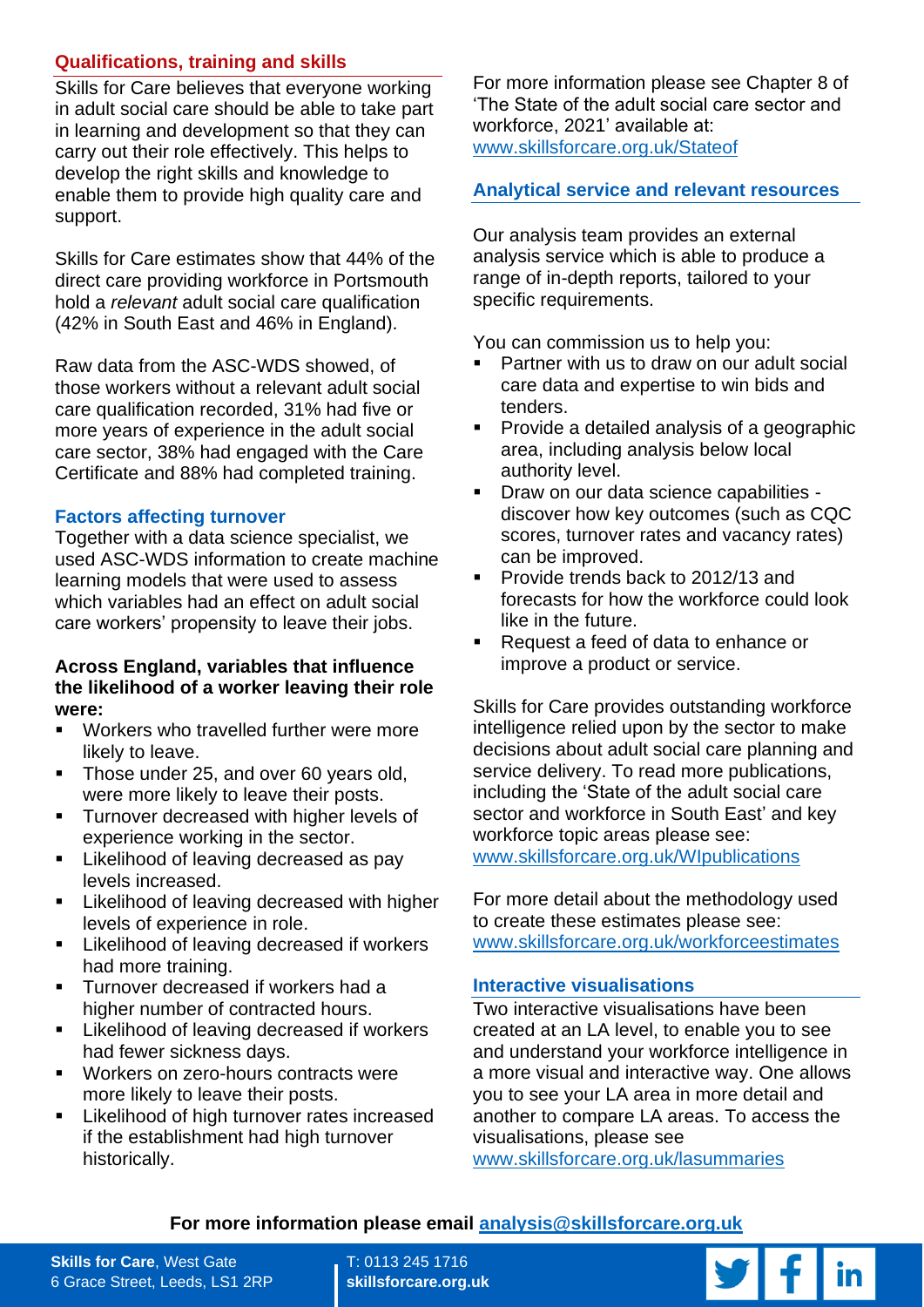## Qualifications, training and skills

Skills for Care believes that everyone working in adult social care should be able to take part in learning and development so that they can carry out their role effectively. This helps to develop the right skills and knowledge to enable them to provide high quality care and support.

Skills for Care estimates show that 44% of the direct care providing workforce in Portsmouth hold a *relevant* adult social care qualification (42% in South East and 46% in England).

Raw data from the ASC-WDS showed, of those workers without a relevant adult social care qualification recorded, 31% had five or more years of experience in the adult social care sector, 38% had engaged with the Care Certificate and 88% had completed training.

## Factors affecting turnover

Together with a data science specialist, we used ASC-WDS information to create machine learning models that were used to assess which variables had an effect on adult social care workers' propensity to leave their jobs.

**Across England, variables that influence the likelihood of a worker leaving their role were:**

- Workers who travelled further were more likely to leave.
- Those under 25, and over 60 years old, were more likely to leave their posts.
- Turnover decreased with higher levels of experience working in the sector.
- Likelihood of leaving decreased as pay levels increased.
- Likelihood of leaving decreased with higher levels of experience in role.
- Likelihood of leaving decreased if workers had more training.
- Turnover decreased if workers had a higher number of contracted hours.
- Likelihood of leaving decreased if workers had fewer sickness days.
- Workers on zero-hours contracts were more likely to leave their posts.
- Likelihood of high turnover rates increased if the establishment had high turnover historically.

For more information please see Chapter 8 of 'The State of the adult social care sector and workforce, 2021' available at: www.skillsforcare.org.uk/Stateof

## Analytical service and relevant resources

Our analysis team provides an external analysis service which is able to produce a range of in-depth reports, tailored to your specific requirements.

You can commission us to help you:

- Partner with us to draw on our adult social care data and expertise to win bids and tenders.
- Provide a detailed analysis of a geographic area, including analysis below local authority level.
- Draw on our data science capabilities - discover how key outcomes (such as CQC scores, turnover rates and vacancy rates) can be improved.
- Provide trends back to 2012/13 and forecasts for how the workforce could look like in the future.
- Request a feed of data to enhance or improve a product or service.

Skills for Care provides outstanding workforce intelligence relied upon by the sector to make decisions about adult social care planning and service delivery. To read more publications, including the 'State of the adult social care sector and workforce in South East' and key workforce topic areas please see: www.skillsforcare.org.uk/WIpublications

For more detail about the methodology used to create these estimates please see: www.skillsforcare.org.uk/workforceestimates

## Interactive visualisations

Two interactive visualisations have been created at an LA level, to enable you to see and understand your workforce intelligence in a more visual and interactive way. One allows you to see your LA area in more detail and another to compare LA areas. To access the visualisations, please see www.skillsforcare.org.uk/lasummaries

**For more information please email analysis@skillsforcare.org.uk**

**Skills for Care**, West Gate
6 Grace Street, Leeds, LS1 2RP

T: 0113 245 1716
**skillsforcare.org.uk**